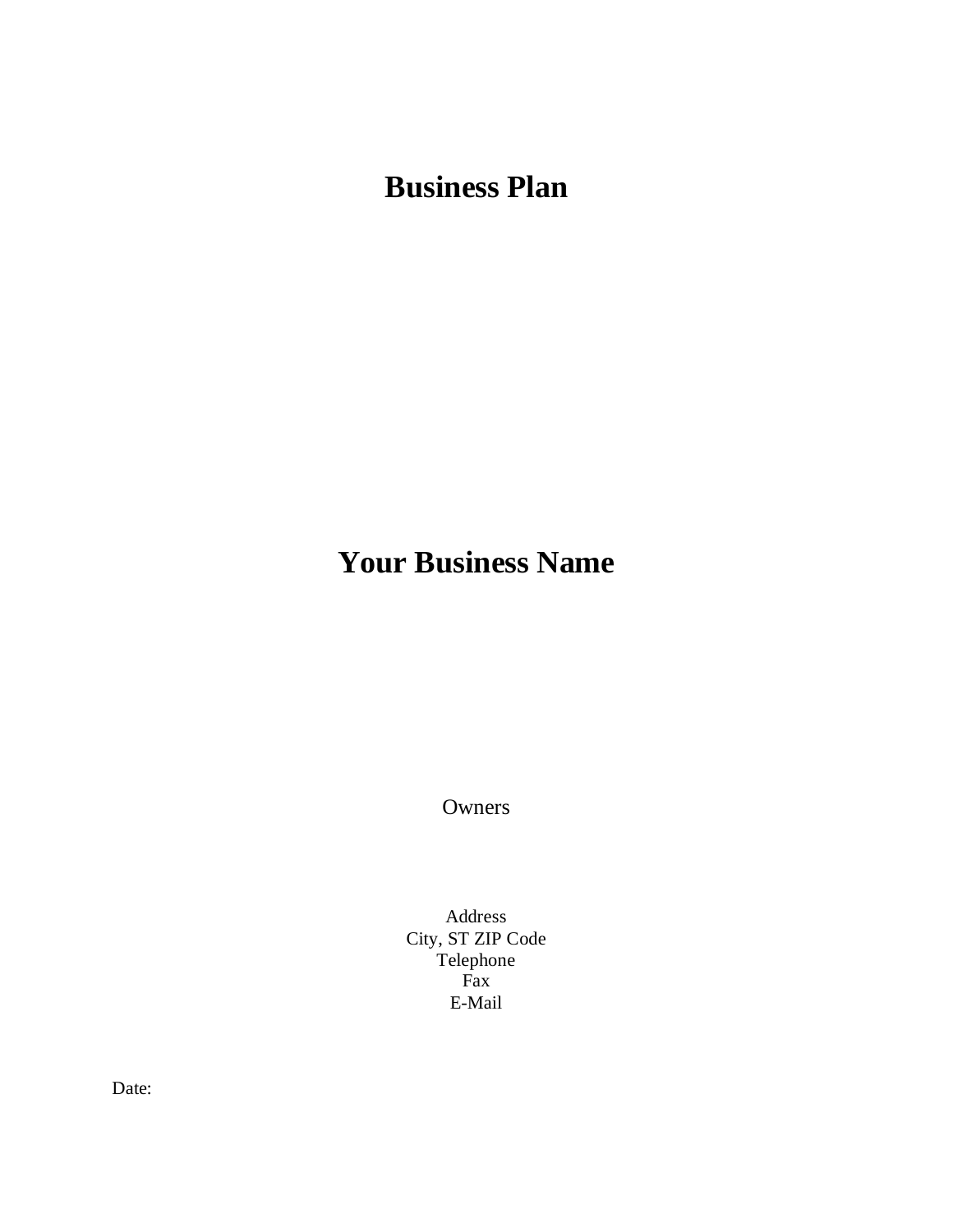# Business Plan

# Your Business Name

Owners

Address
City, ST ZIP Code
Telephone
Fax
E-Mail

Date: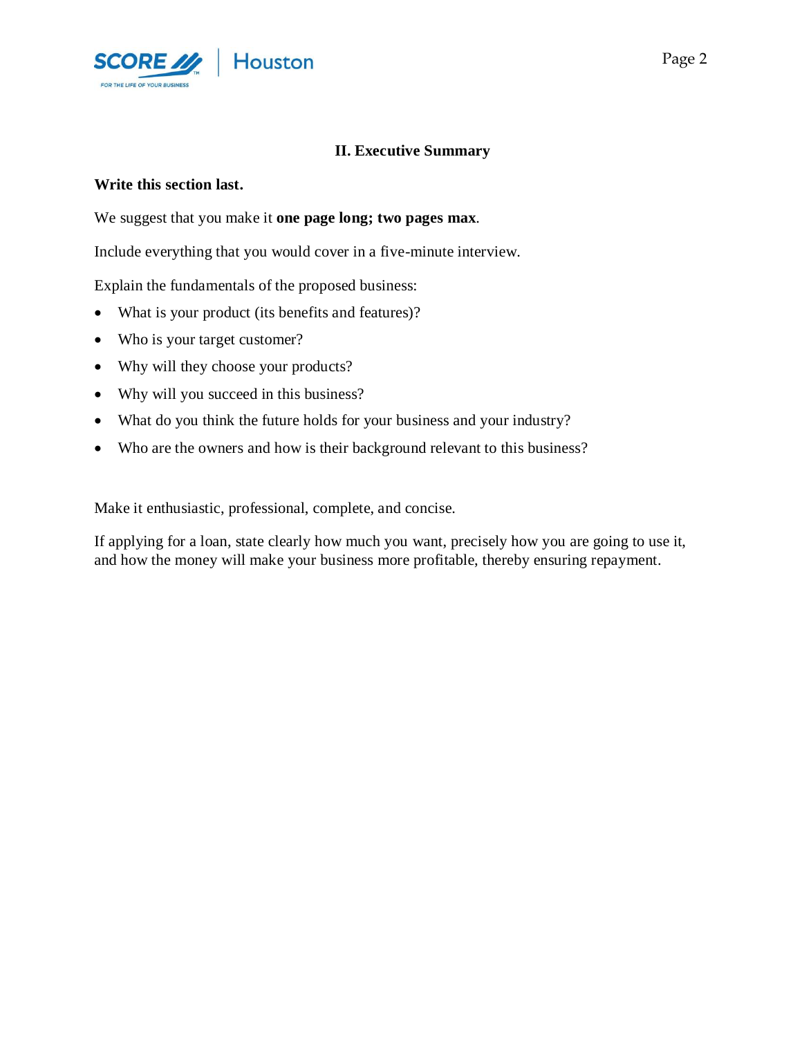## II. Executive Summary

**Write this section last.**

We suggest that you make it **one page long; two pages max**.

Include everything that you would cover in a five-minute interview.

Explain the fundamentals of the proposed business:

- What is your product (its benefits and features)?
- Who is your target customer?
- Why will they choose your products?
- Why will you succeed in this business?
- What do you think the future holds for your business and your industry?
- Who are the owners and how is their background relevant to this business?

Make it enthusiastic, professional, complete, and concise.

If applying for a loan, state clearly how much you want, precisely how you are going to use it, and how the money will make your business more profitable, thereby ensuring repayment.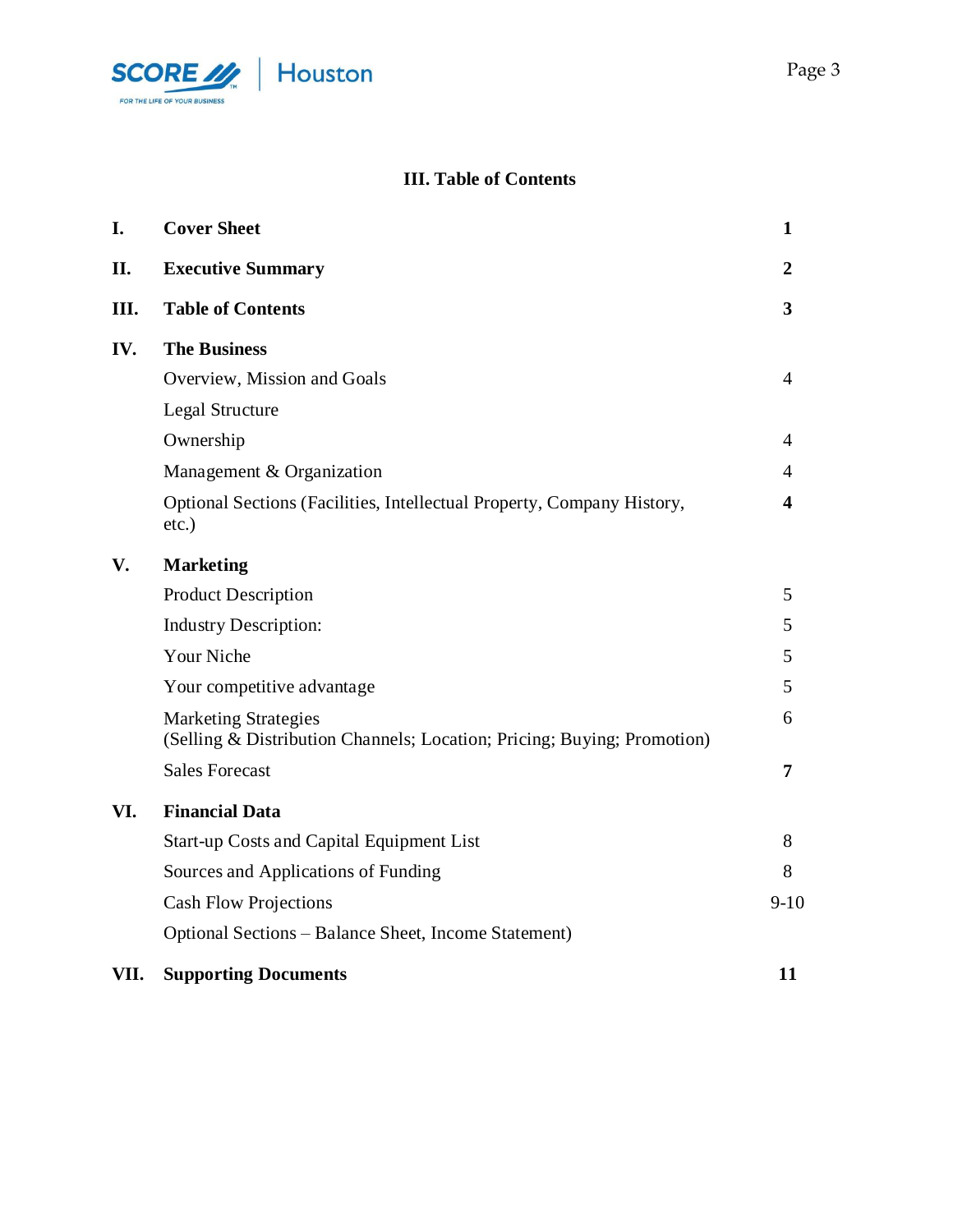## III. Table of Contents

| | | |
|---|---|---|
| **I.** | **Cover Sheet** | **1** |
| **II.** | **Executive Summary** | **2** |
| **III.** | **Table of Contents** | **3** |
| **IV.** | **The Business** | |
| | Overview, Mission and Goals | 4 |
| | Legal Structure | |
| | Ownership | 4 |
| | Management & Organization | 4 |
| | Optional Sections (Facilities, Intellectual Property, Company History, etc.) | **4** |
| **V.** | **Marketing** | |
| | Product Description | 5 |
| | Industry Description: | 5 |
| | Your Niche | 5 |
| | Your competitive advantage | 5 |
| | Marketing Strategies (Selling & Distribution Channels; Location; Pricing; Buying; Promotion) | 6 |
| | Sales Forecast | **7** |
| **VI.** | **Financial Data** | |
| | Start-up Costs and Capital Equipment List | 8 |
| | Sources and Applications of Funding | 8 |
| | Cash Flow Projections | 9-10 |
| | Optional Sections – Balance Sheet, Income Statement) | |
| **VII.** | **Supporting Documents** | **11** |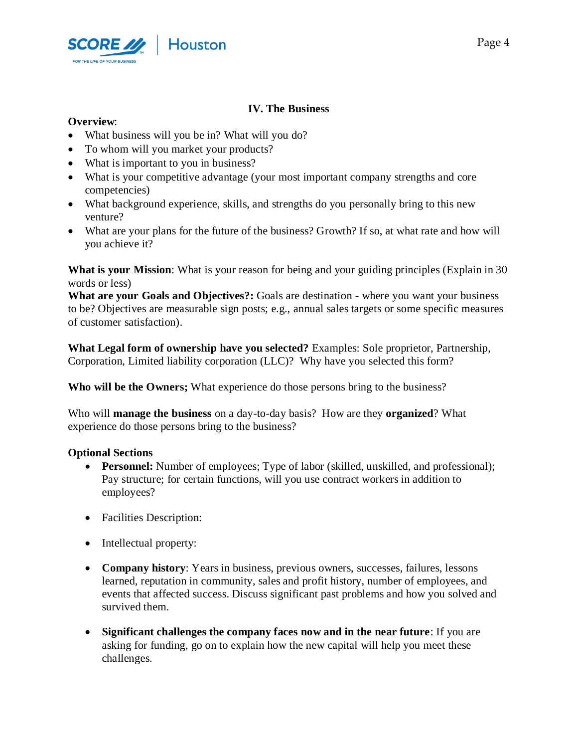## IV. The Business

**Overview**:

- What business will you be in? What will you do?
- To whom will you market your products?
- What is important to you in business?
- What is your competitive advantage (your most important company strengths and core competencies)
- What background experience, skills, and strengths do you personally bring to this new venture?
- What are your plans for the future of the business? Growth? If so, at what rate and how will you achieve it?

**What is your Mission**: What is your reason for being and your guiding principles (Explain in 30 words or less)
**What are your Goals and Objectives?:** Goals are destination - where you want your business to be? Objectives are measurable sign posts; e.g., annual sales targets or some specific measures of customer satisfaction).

**What Legal form of ownership have you selected?** Examples: Sole proprietor, Partnership, Corporation, Limited liability corporation (LLC)? Why have you selected this form?

**Who will be the Owners;** What experience do those persons bring to the business?

Who will **manage the business** on a day-to-day basis? How are they **organized**? What experience do those persons bring to the business?

**Optional Sections**

- **Personnel:** Number of employees; Type of labor (skilled, unskilled, and professional); Pay structure; for certain functions, will you use contract workers in addition to employees?

- Facilities Description:

- Intellectual property:

- **Company history**: Years in business, previous owners, successes, failures, lessons learned, reputation in community, sales and profit history, number of employees, and events that affected success. Discuss significant past problems and how you solved and survived them.

- **Significant challenges the company faces now and in the near future**: If you are asking for funding, go on to explain how the new capital will help you meet these challenges.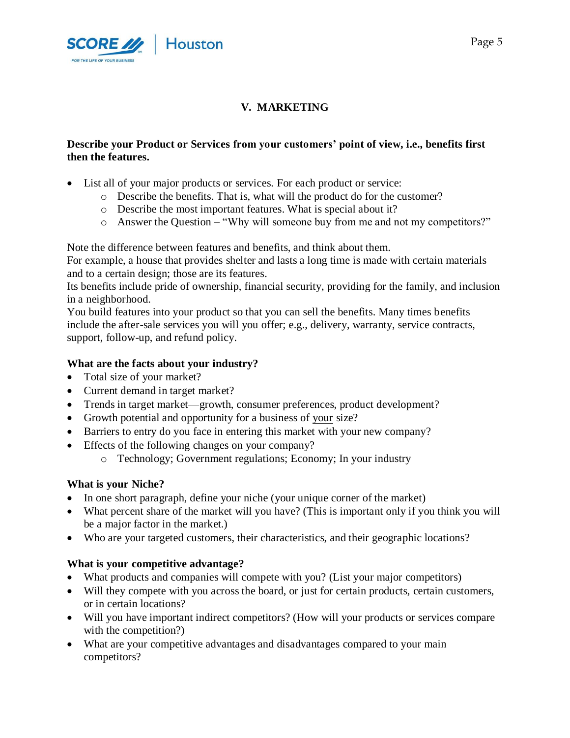## V. MARKETING

**Describe your Product or Services from your customers' point of view, i.e., benefits first then the features.**

- List all of your major products or services. For each product or service:
  - Describe the benefits. That is, what will the product do for the customer?
  - Describe the most important features. What is special about it?
  - Answer the Question – "Why will someone buy from me and not my competitors?"

Note the difference between features and benefits, and think about them.
For example, a house that provides shelter and lasts a long time is made with certain materials and to a certain design; those are its features.
Its benefits include pride of ownership, financial security, providing for the family, and inclusion in a neighborhood.
You build features into your product so that you can sell the benefits. Many times benefits include the after-sale services you will you offer; e.g., delivery, warranty, service contracts, support, follow-up, and refund policy.

**What are the facts about your industry?**

- Total size of your market?
- Current demand in target market?
- Trends in target market—growth, consumer preferences, product development?
- Growth potential and opportunity for a business of <u>your</u> size?
- Barriers to entry do you face in entering this market with your new company?
- Effects of the following changes on your company?
  - Technology; Government regulations; Economy; In your industry

**What is your Niche?**

- In one short paragraph, define your niche (your unique corner of the market)
- What percent share of the market will you have? (This is important only if you think you will be a major factor in the market.)
- Who are your targeted customers, their characteristics, and their geographic locations?

**What is your competitive advantage?**

- What products and companies will compete with you? (List your major competitors)
- Will they compete with you across the board, or just for certain products, certain customers, or in certain locations?
- Will you have important indirect competitors? (How will your products or services compare with the competition?)
- What are your competitive advantages and disadvantages compared to your main competitors?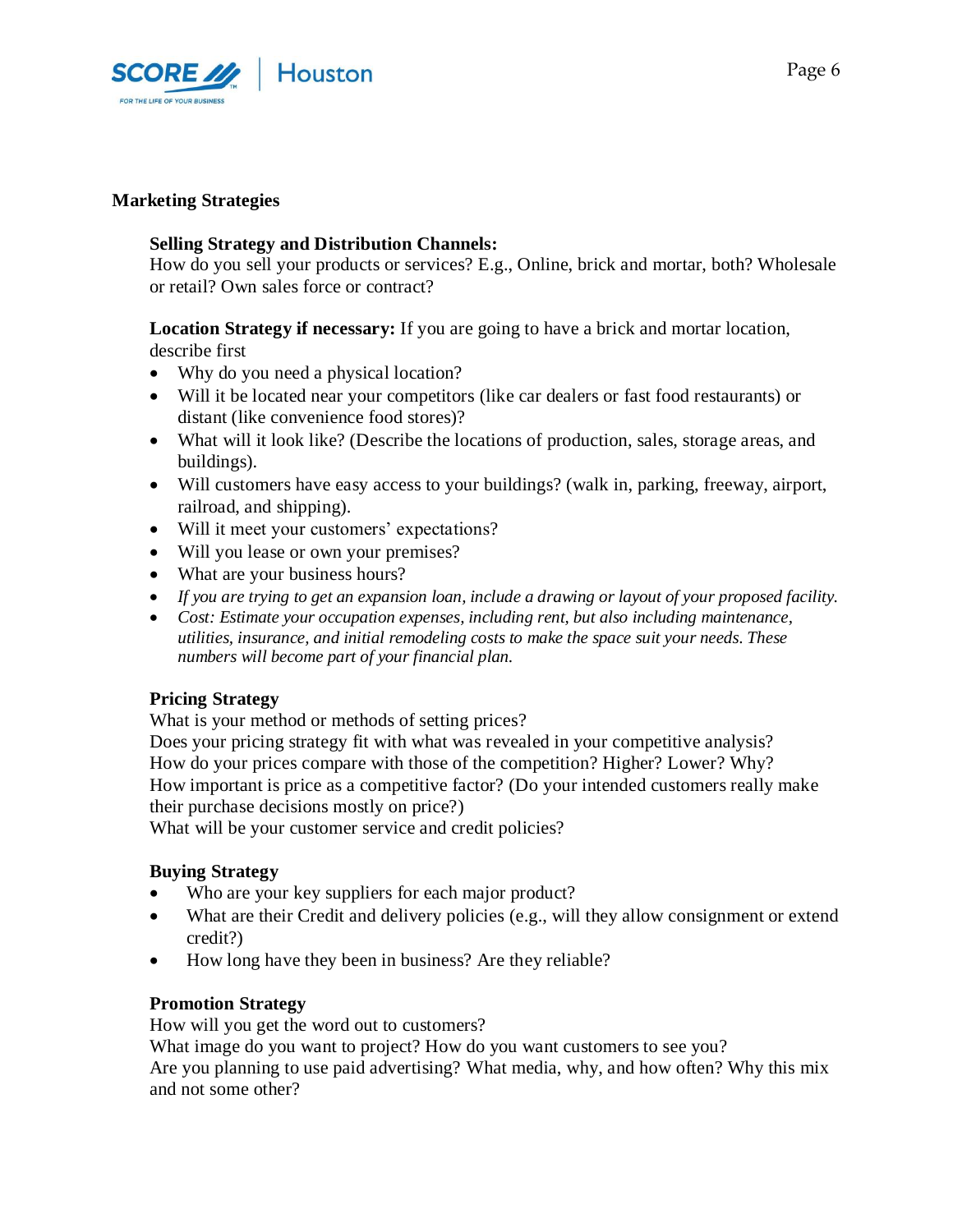## Marketing Strategies

**Selling Strategy and Distribution Channels:**
How do you sell your products or services? E.g., Online, brick and mortar, both? Wholesale or retail? Own sales force or contract?

**Location Strategy if necessary:** If you are going to have a brick and mortar location, describe first

- Why do you need a physical location?
- Will it be located near your competitors (like car dealers or fast food restaurants) or distant (like convenience food stores)?
- What will it look like? (Describe the locations of production, sales, storage areas, and buildings).
- Will customers have easy access to your buildings? (walk in, parking, freeway, airport, railroad, and shipping).
- Will it meet your customers' expectations?
- Will you lease or own your premises?
- What are your business hours?
- *If you are trying to get an expansion loan, include a drawing or layout of your proposed facility.*
- *Cost: Estimate your occupation expenses, including rent, but also including maintenance, utilities, insurance, and initial remodeling costs to make the space suit your needs. These numbers will become part of your financial plan.*

**Pricing Strategy**
What is your method or methods of setting prices?
Does your pricing strategy fit with what was revealed in your competitive analysis?
How do your prices compare with those of the competition? Higher? Lower? Why?
How important is price as a competitive factor? (Do your intended customers really make their purchase decisions mostly on price?)
What will be your customer service and credit policies?

**Buying Strategy**

- Who are your key suppliers for each major product?
- What are their Credit and delivery policies (e.g., will they allow consignment or extend credit?)
- How long have they been in business? Are they reliable?

**Promotion Strategy**
How will you get the word out to customers?
What image do you want to project? How do you want customers to see you?
Are you planning to use paid advertising? What media, why, and how often? Why this mix and not some other?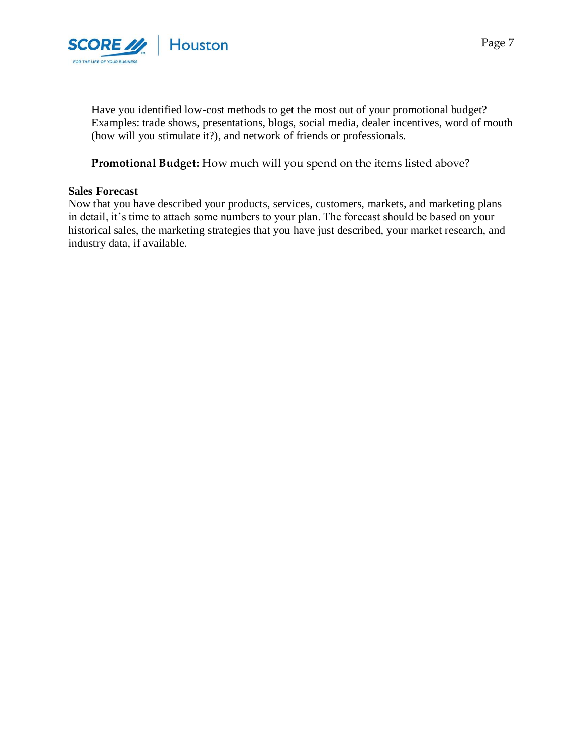Have you identified low-cost methods to get the most out of your promotional budget? Examples: trade shows, presentations, blogs, social media, dealer incentives, word of mouth (how will you stimulate it?), and network of friends or professionals.

**Promotional Budget:** How much will you spend on the items listed above?

**Sales Forecast**

Now that you have described your products, services, customers, markets, and marketing plans in detail, it's time to attach some numbers to your plan. The forecast should be based on your historical sales, the marketing strategies that you have just described, your market research, and industry data, if available.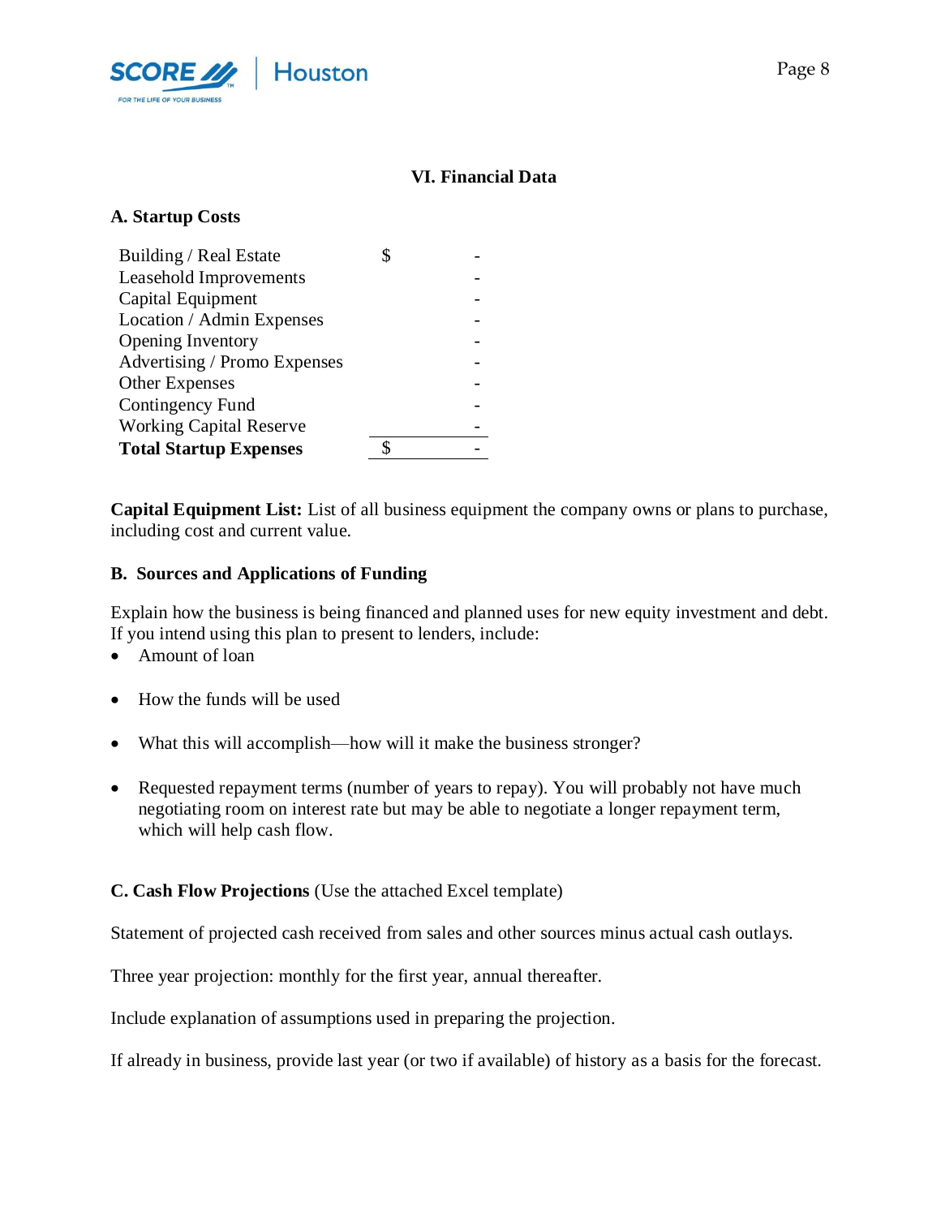## VI. Financial Data

### A. Startup Costs

| | |
|---|---|
| Building / Real Estate | $ - |
| Leasehold Improvements | - |
| Capital Equipment | - |
| Location / Admin Expenses | - |
| Opening Inventory | - |
| Advertising / Promo Expenses | - |
| Other Expenses | - |
| Contingency Fund | - |
| Working Capital Reserve | - |
| **Total Startup Expenses** | $ - |

**Capital Equipment List:** List of all business equipment the company owns or plans to purchase, including cost and current value.

### B. Sources and Applications of Funding

Explain how the business is being financed and planned uses for new equity investment and debt. If you intend using this plan to present to lenders, include:

- Amount of loan
- How the funds will be used
- What this will accomplish—how will it make the business stronger?
- Requested repayment terms (number of years to repay). You will probably not have much negotiating room on interest rate but may be able to negotiate a longer repayment term, which will help cash flow.

### C. Cash Flow Projections (Use the attached Excel template)

Statement of projected cash received from sales and other sources minus actual cash outlays.

Three year projection: monthly for the first year, annual thereafter.

Include explanation of assumptions used in preparing the projection.

If already in business, provide last year (or two if available) of history as a basis for the forecast.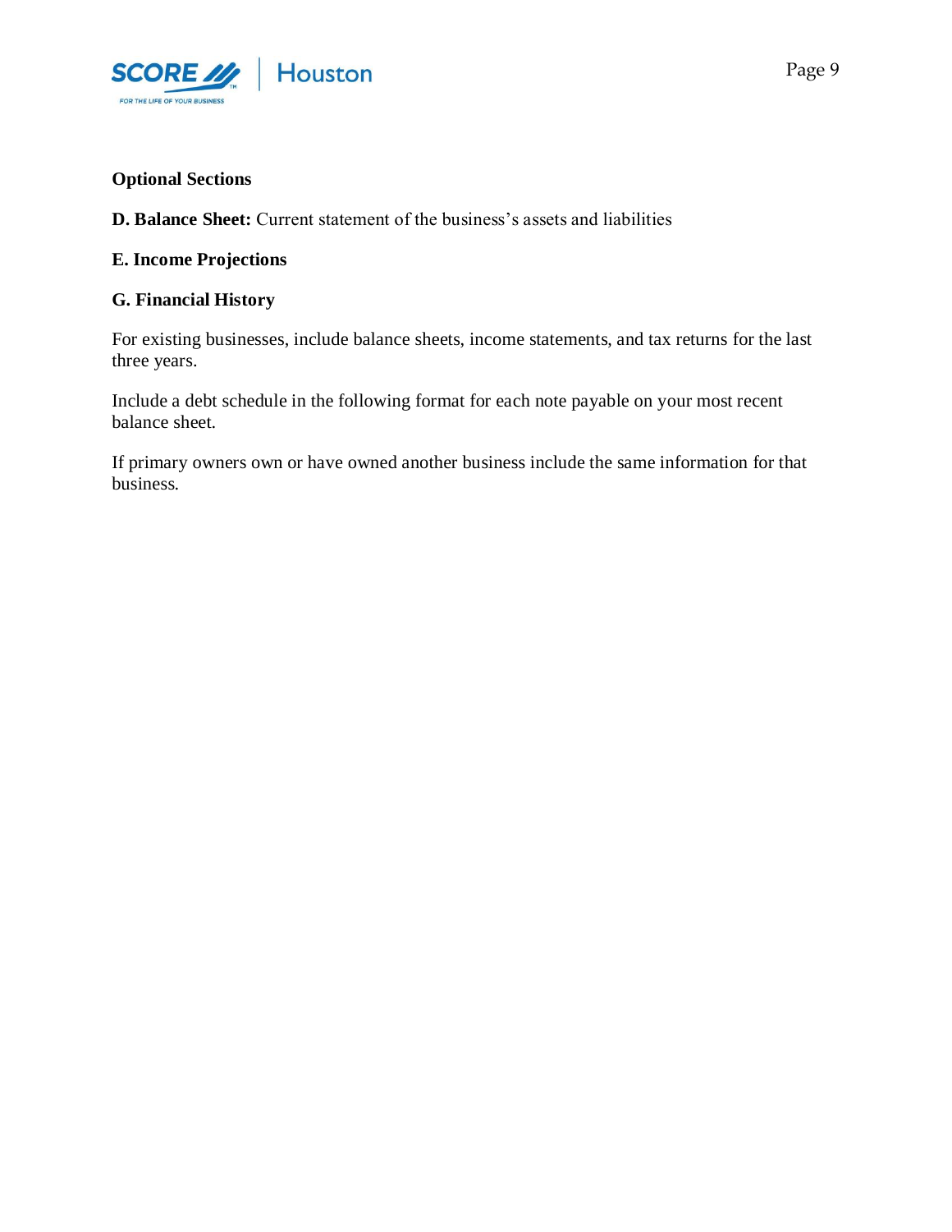**Optional Sections**

**D. Balance Sheet:** Current statement of the business's assets and liabilities

**E. Income Projections**

**G. Financial History**

For existing businesses, include balance sheets, income statements, and tax returns for the last three years.

Include a debt schedule in the following format for each note payable on your most recent balance sheet.

If primary owners own or have owned another business include the same information for that business.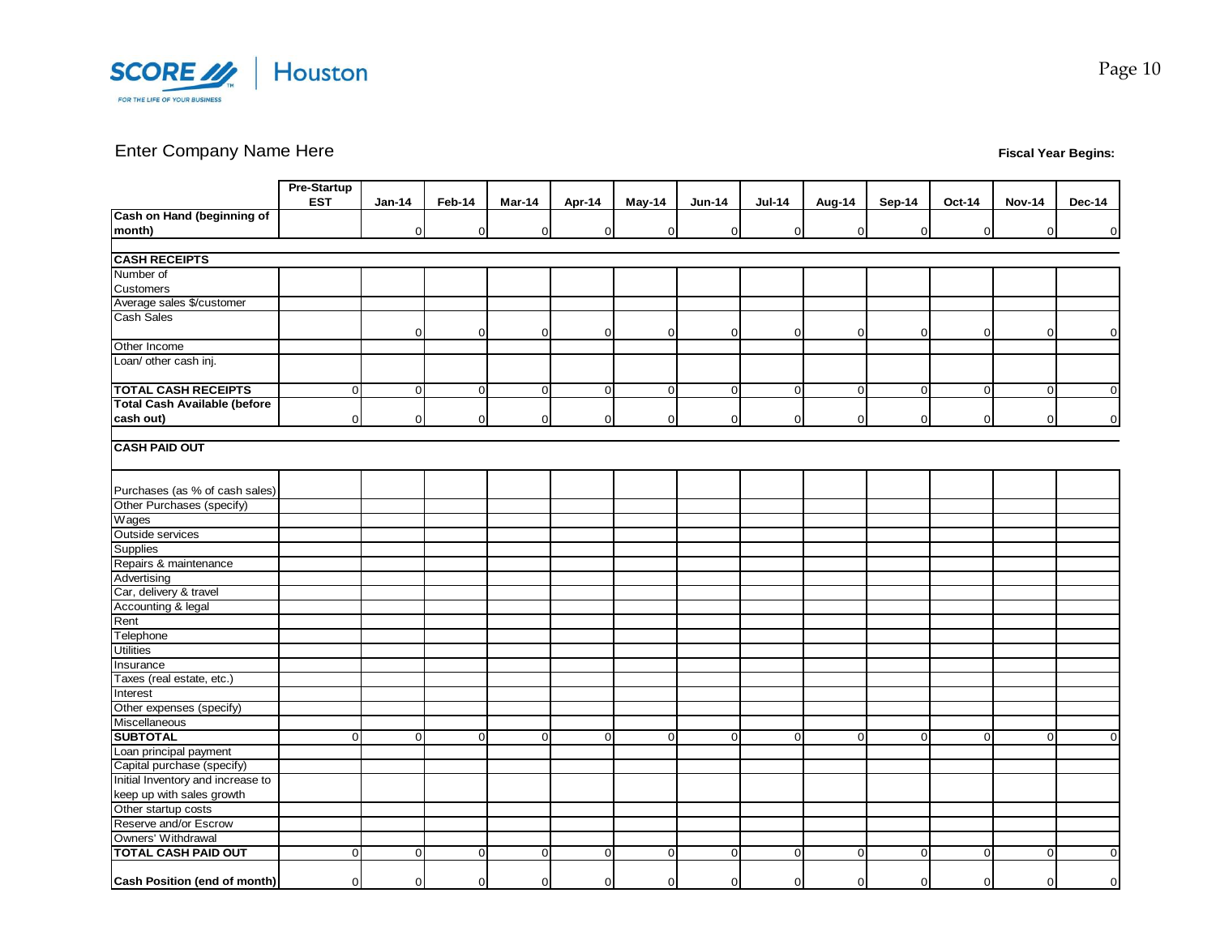Enter Company Name Here

**Fiscal Year Begins:**

| | Pre-Startup EST | Jan-14 | Feb-14 | Mar-14 | Apr-14 | May-14 | Jun-14 | Jul-14 | Aug-14 | Sep-14 | Oct-14 | Nov-14 | Dec-14 |
|---|---|---|---|---|---|---|---|---|---|---|---|---|---|
| **Cash on Hand (beginning of month)** | | 0 | 0 | 0 | 0 | 0 | 0 | 0 | 0 | 0 | 0 | 0 | 0 |
| **CASH RECEIPTS** | | | | | | | | | | | | | |
| Number of Customers | | | | | | | | | | | | | |
| Average sales $/customer | | | | | | | | | | | | | |
| Cash Sales | | 0 | 0 | 0 | 0 | 0 | 0 | 0 | 0 | 0 | 0 | 0 | 0 |
| Other Income | | | | | | | | | | | | | |
| Loan/ other cash inj. | | | | | | | | | | | | | |
| **TOTAL CASH RECEIPTS** | 0 | 0 | 0 | 0 | 0 | 0 | 0 | 0 | 0 | 0 | 0 | 0 | 0 |
| **Total Cash Available (before cash out)** | 0 | 0 | 0 | 0 | 0 | 0 | 0 | 0 | 0 | 0 | 0 | 0 | 0 |
| **CASH PAID OUT** | | | | | | | | | | | | | |
| Purchases (as % of cash sales) | | | | | | | | | | | | | |
| Other Purchases (specify) | | | | | | | | | | | | | |
| Wages | | | | | | | | | | | | | |
| Outside services | | | | | | | | | | | | | |
| Supplies | | | | | | | | | | | | | |
| Repairs & maintenance | | | | | | | | | | | | | |
| Advertising | | | | | | | | | | | | | |
| Car, delivery & travel | | | | | | | | | | | | | |
| Accounting & legal | | | | | | | | | | | | | |
| Rent | | | | | | | | | | | | | |
| Telephone | | | | | | | | | | | | | |
| Utilities | | | | | | | | | | | | | |
| Insurance | | | | | | | | | | | | | |
| Taxes (real estate, etc.) | | | | | | | | | | | | | |
| Interest | | | | | | | | | | | | | |
| Other expenses (specify) | | | | | | | | | | | | | |
| Miscellaneous | | | | | | | | | | | | | |
| **SUBTOTAL** | 0 | 0 | 0 | 0 | 0 | 0 | 0 | 0 | 0 | 0 | 0 | 0 | 0 |
| Loan principal payment | | | | | | | | | | | | | |
| Capital purchase (specify) | | | | | | | | | | | | | |
| Initial Inventory and increase to keep up with sales growth | | | | | | | | | | | | | |
| Other startup costs | | | | | | | | | | | | | |
| Reserve and/or Escrow | | | | | | | | | | | | | |
| Owners' Withdrawal | | | | | | | | | | | | | |
| **TOTAL CASH PAID OUT** | 0 | 0 | 0 | 0 | 0 | 0 | 0 | 0 | 0 | 0 | 0 | 0 | 0 |
| **Cash Position (end of month)** | 0 | 0 | 0 | 0 | 0 | 0 | 0 | 0 | 0 | 0 | 0 | 0 | 0 |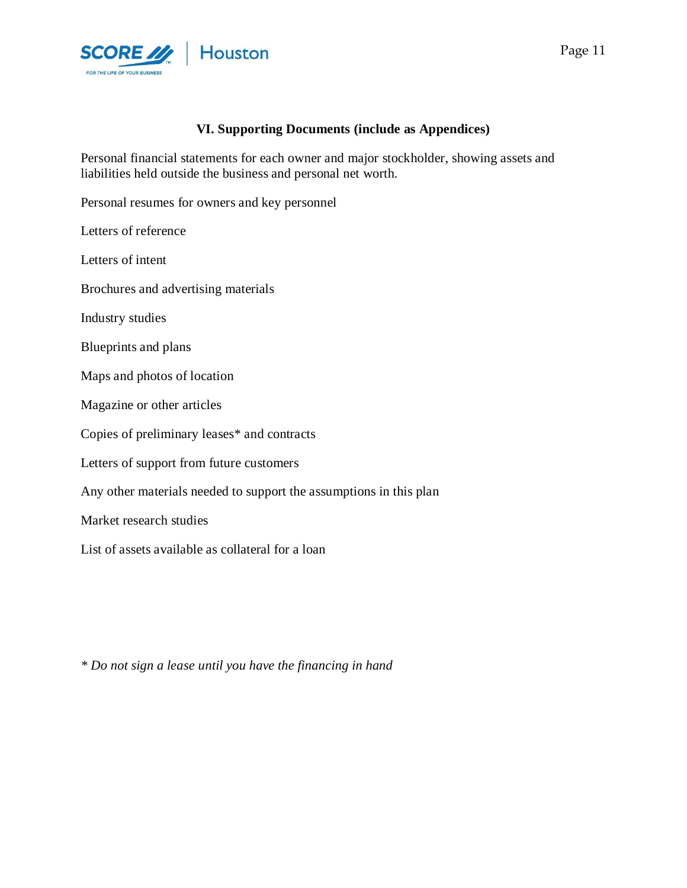## VI. Supporting Documents (include as Appendices)

Personal financial statements for each owner and major stockholder, showing assets and liabilities held outside the business and personal net worth.

Personal resumes for owners and key personnel

Letters of reference

Letters of intent

Brochures and advertising materials

Industry studies

Blueprints and plans

Maps and photos of location

Magazine or other articles

Copies of preliminary leases* and contracts

Letters of support from future customers

Any other materials needed to support the assumptions in this plan

Market research studies

List of assets available as collateral for a loan

*\* Do not sign a lease until you have the financing in hand*